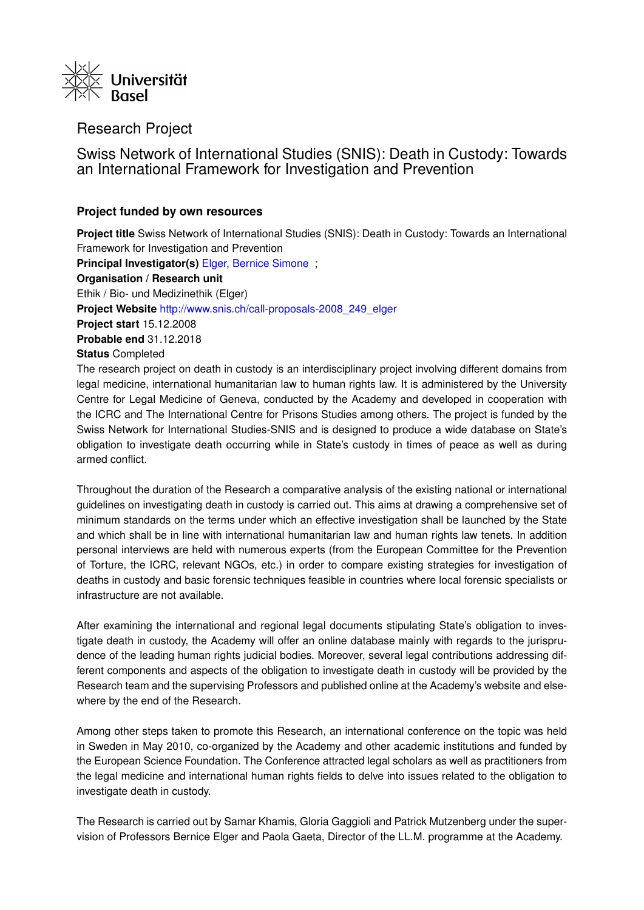Universität Basel

# Research Project

## Swiss Network of International Studies (SNIS): Death in Custody: Towards an International Framework for Investigation and Prevention

### Project funded by own resources

**Project title** Swiss Network of International Studies (SNIS): Death in Custody: Towards an International Framework for Investigation and Prevention
**Principal Investigator(s)** Elger, Bernice Simone ;
**Organisation / Research unit**
Ethik / Bio- und Medizinethik (Elger)
**Project Website** http://www.snis.ch/call-proposals-2008_249_elger
**Project start** 15.12.2008
**Probable end** 31.12.2018
**Status** Completed

The research project on death in custody is an interdisciplinary project involving different domains from legal medicine, international humanitarian law to human rights law. It is administered by the University Centre for Legal Medicine of Geneva, conducted by the Academy and developed in cooperation with the ICRC and The International Centre for Prisons Studies among others. The project is funded by the Swiss Network for International Studies-SNIS and is designed to produce a wide database on State's obligation to investigate death occurring while in State's custody in times of peace as well as during armed conflict.

Throughout the duration of the Research a comparative analysis of the existing national or international guidelines on investigating death in custody is carried out. This aims at drawing a comprehensive set of minimum standards on the terms under which an effective investigation shall be launched by the State and which shall be in line with international humanitarian law and human rights law tenets. In addition personal interviews are held with numerous experts (from the European Committee for the Prevention of Torture, the ICRC, relevant NGOs, etc.) in order to compare existing strategies for investigation of deaths in custody and basic forensic techniques feasible in countries where local forensic specialists or infrastructure are not available.

After examining the international and regional legal documents stipulating State's obligation to investigate death in custody, the Academy will offer an online database mainly with regards to the jurisprudence of the leading human rights judicial bodies. Moreover, several legal contributions addressing different components and aspects of the obligation to investigate death in custody will be provided by the Research team and the supervising Professors and published online at the Academy's website and elsewhere by the end of the Research.

Among other steps taken to promote this Research, an international conference on the topic was held in Sweden in May 2010, co-organized by the Academy and other academic institutions and funded by the European Science Foundation. The Conference attracted legal scholars as well as practitioners from the legal medicine and international human rights fields to delve into issues related to the obligation to investigate death in custody.

The Research is carried out by Samar Khamis, Gloria Gaggioli and Patrick Mutzenberg under the supervision of Professors Bernice Elger and Paola Gaeta, Director of the LL.M. programme at the Academy.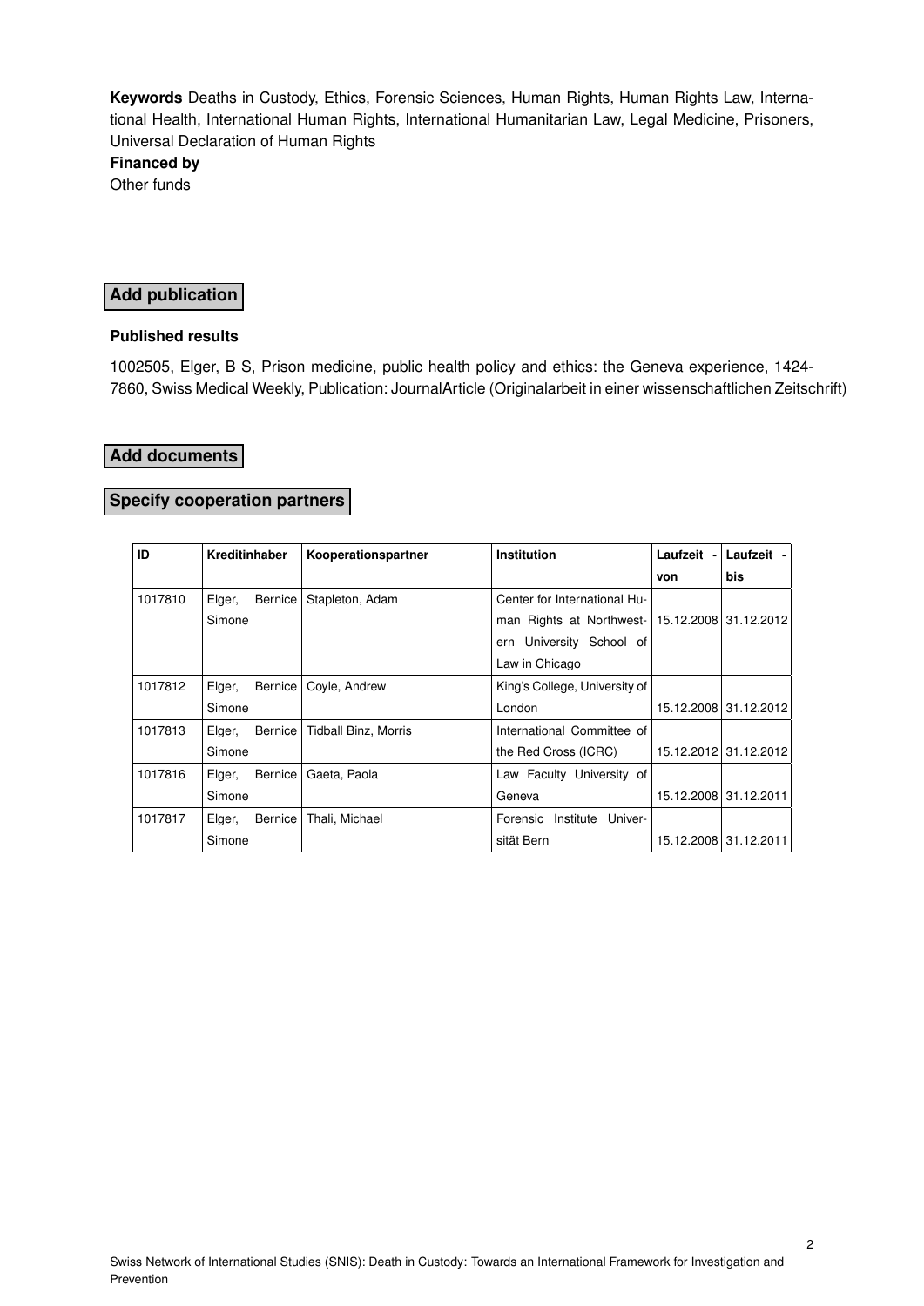**Keywords** Deaths in Custody, Ethics, Forensic Sciences, Human Rights, Human Rights Law, International Health, International Human Rights, International Humanitarian Law, Legal Medicine, Prisoners, Universal Declaration of Human Rights

**Financed by**

Other funds

**Add publication**

**Published results**

1002505, Elger, B S, Prison medicine, public health policy and ethics: the Geneva experience, 1424-7860, Swiss Medical Weekly, Publication: JournalArticle (Originalarbeit in einer wissenschaftlichen Zeitschrift)

**Add documents**

**Specify cooperation partners**

| ID | Kreditinhaber | Kooperationspartner | Institution | Laufzeit - von | Laufzeit - bis |
|---|---|---|---|---|---|
| 1017810 | Elger, Bernice Simone | Stapleton, Adam | Center for International Human Rights at Northwestern University School of Law in Chicago | 15.12.2008 | 31.12.2012 |
| 1017812 | Elger, Bernice Simone | Coyle, Andrew | King's College, University of London | 15.12.2008 | 31.12.2012 |
| 1017813 | Elger, Bernice Simone | Tidball Binz, Morris | International Committee of the Red Cross (ICRC) | 15.12.2012 | 31.12.2012 |
| 1017816 | Elger, Bernice Simone | Gaeta, Paola | Law Faculty University of Geneva | 15.12.2008 | 31.12.2011 |
| 1017817 | Elger, Bernice Simone | Thali, Michael | Forensic Institute Universität Bern | 15.12.2008 | 31.12.2011 |